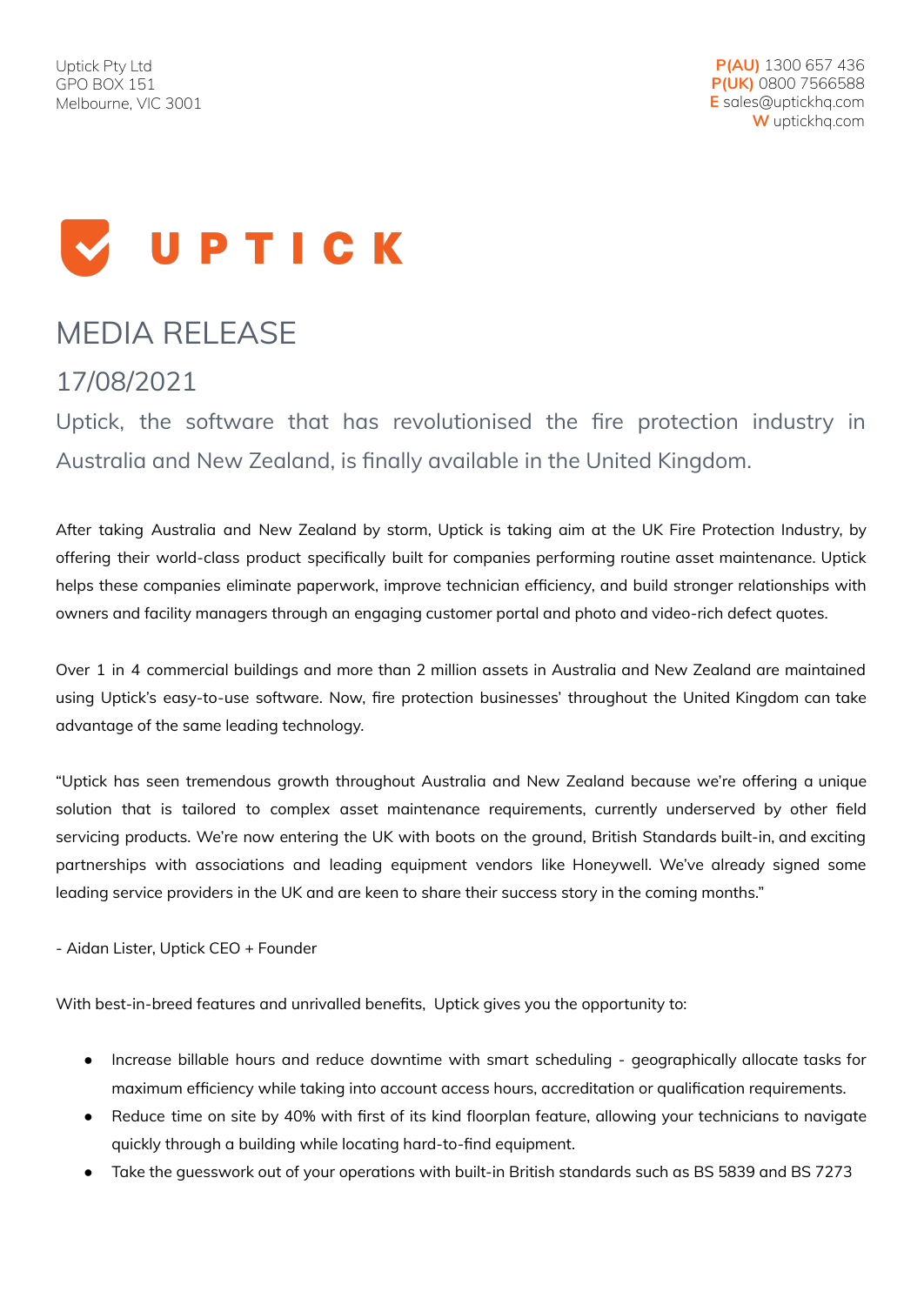Uptick Pty Ltd
GPO BOX 151
Melbourne, VIC 3001

**P(AU)** 1300 657 436
**P(UK)** 0800 7566588
**E** sales@uptickhq.com
**W** uptickhq.com

UPTICK

# MEDIA RELEASE

## 17/08/2021

### Uptick, the software that has revolutionised the fire protection industry in Australia and New Zealand, is finally available in the United Kingdom.

After taking Australia and New Zealand by storm, Uptick is taking aim at the UK Fire Protection Industry, by offering their world-class product specifically built for companies performing routine asset maintenance. Uptick helps these companies eliminate paperwork, improve technician efficiency, and build stronger relationships with owners and facility managers through an engaging customer portal and photo and video-rich defect quotes.

Over 1 in 4 commercial buildings and more than 2 million assets in Australia and New Zealand are maintained using Uptick's easy-to-use software. Now, fire protection businesses' throughout the United Kingdom can take advantage of the same leading technology.

"Uptick has seen tremendous growth throughout Australia and New Zealand because we're offering a unique solution that is tailored to complex asset maintenance requirements, currently underserved by other field servicing products. We're now entering the UK with boots on the ground, British Standards built-in, and exciting partnerships with associations and leading equipment vendors like Honeywell. We've already signed some leading service providers in the UK and are keen to share their success story in the coming months."

- Aidan Lister, Uptick CEO + Founder

With best-in-breed features and unrivalled benefits, Uptick gives you the opportunity to:

- Increase billable hours and reduce downtime with smart scheduling - geographically allocate tasks for maximum efficiency while taking into account access hours, accreditation or qualification requirements.
- Reduce time on site by 40% with first of its kind floorplan feature, allowing your technicians to navigate quickly through a building while locating hard-to-find equipment.
- Take the guesswork out of your operations with built-in British standards such as BS 5839 and BS 7273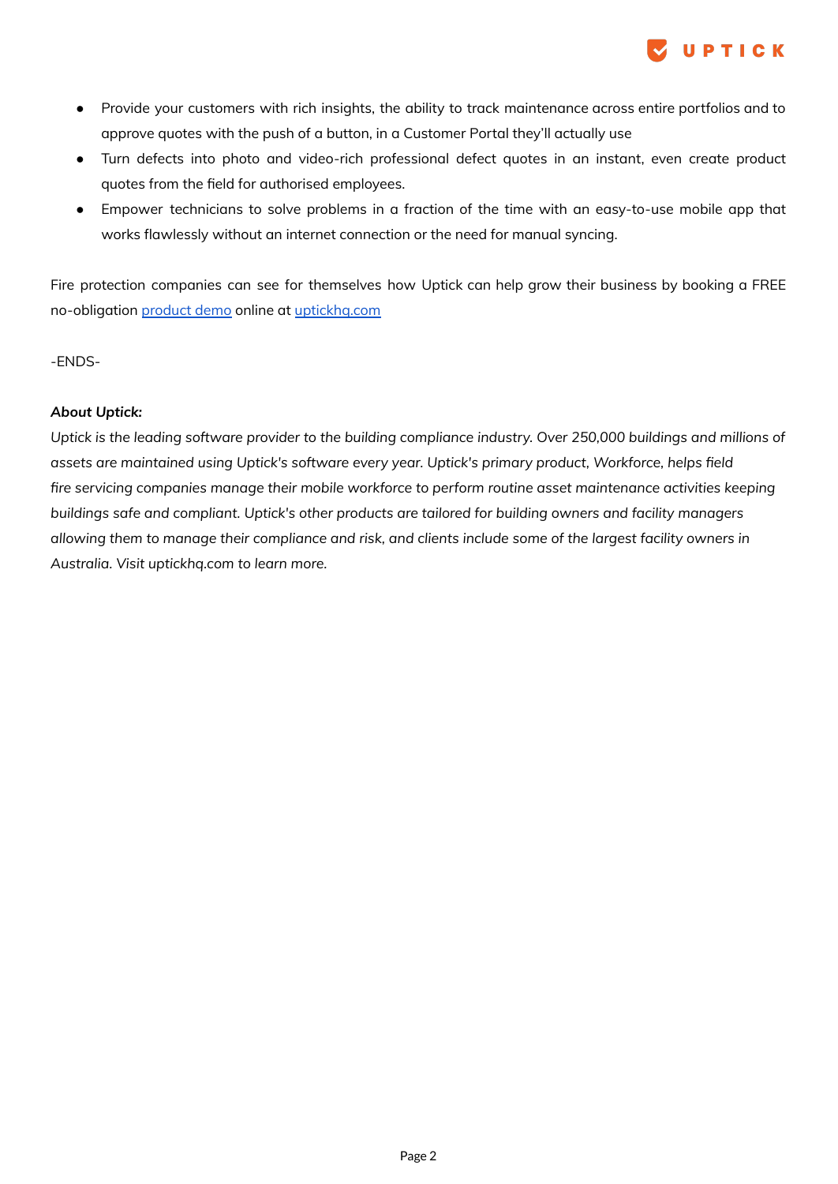- Provide your customers with rich insights, the ability to track maintenance across entire portfolios and to approve quotes with the push of a button, in a Customer Portal they'll actually use
- Turn defects into photo and video-rich professional defect quotes in an instant, even create product quotes from the field for authorised employees.
- Empower technicians to solve problems in a fraction of the time with an easy-to-use mobile app that works flawlessly without an internet connection or the need for manual syncing.

Fire protection companies can see for themselves how Uptick can help grow their business by booking a FREE no-obligation product demo online at uptickhq.com

-ENDS-

***About Uptick:***
*Uptick is the leading software provider to the building compliance industry. Over 250,000 buildings and millions of assets are maintained using Uptick's software every year. Uptick's primary product, Workforce, helps field fire servicing companies manage their mobile workforce to perform routine asset maintenance activities keeping buildings safe and compliant. Uptick's other products are tailored for building owners and facility managers allowing them to manage their compliance and risk, and clients include some of the largest facility owners in Australia. Visit uptickhq.com to learn more.*